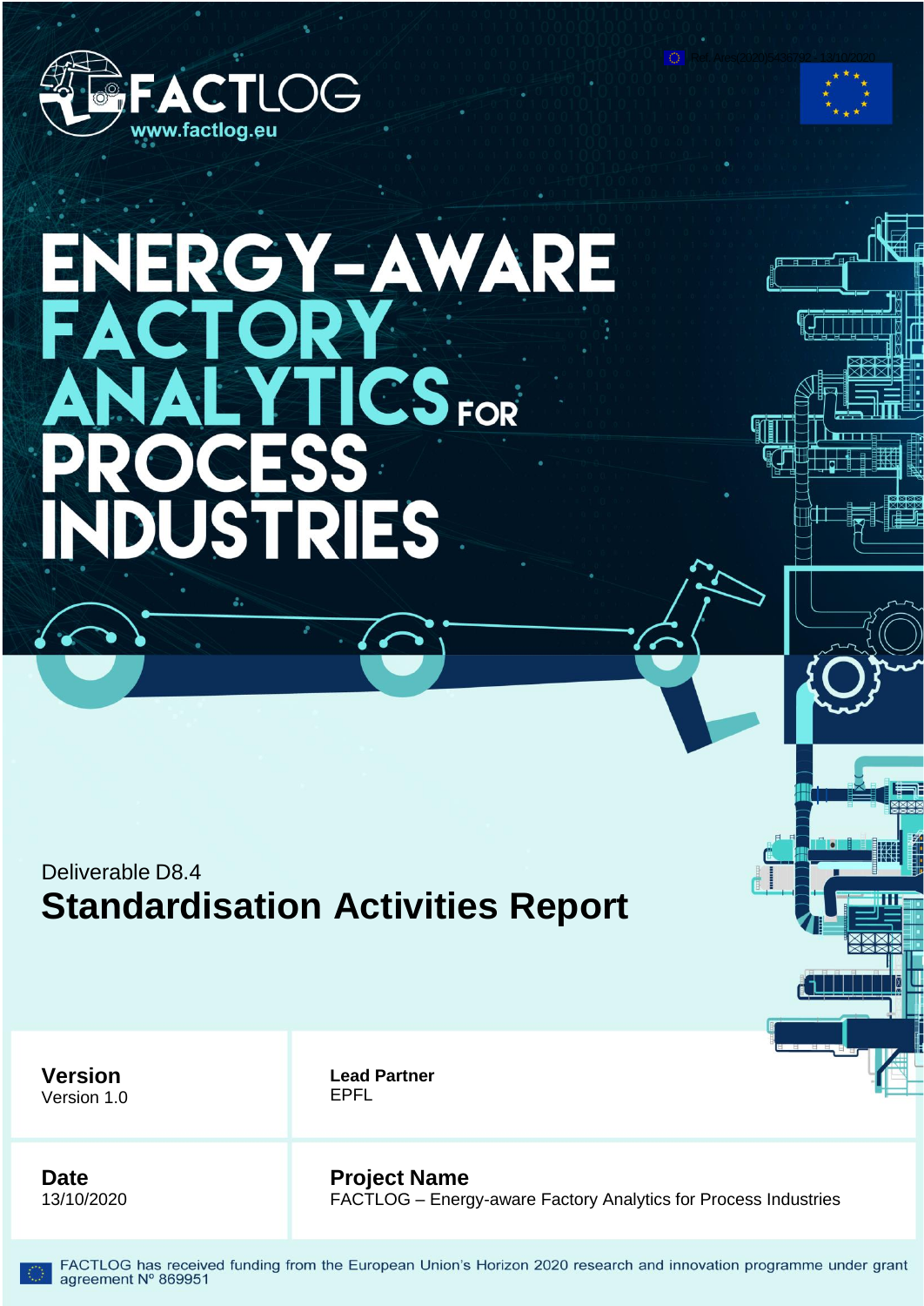FACTLOG
www.factlog.eu

Ref. Ares(2020)5436792 - 13/10/2020

# ENERGY-AWARE FACTORY ANALYTICS FOR PROCESS INDUSTRIES

Deliverable D8.4

## Standardisation Activities Report

| **Version** Version 1.0 | **Lead Partner** EPFL |
|---|---|
| **Date** 13/10/2020 | **Project Name** FACTLOG – Energy-aware Factory Analytics for Process Industries |

FACTLOG has received funding from the European Union's Horizon 2020 research and innovation programme under grant agreement Nº 869951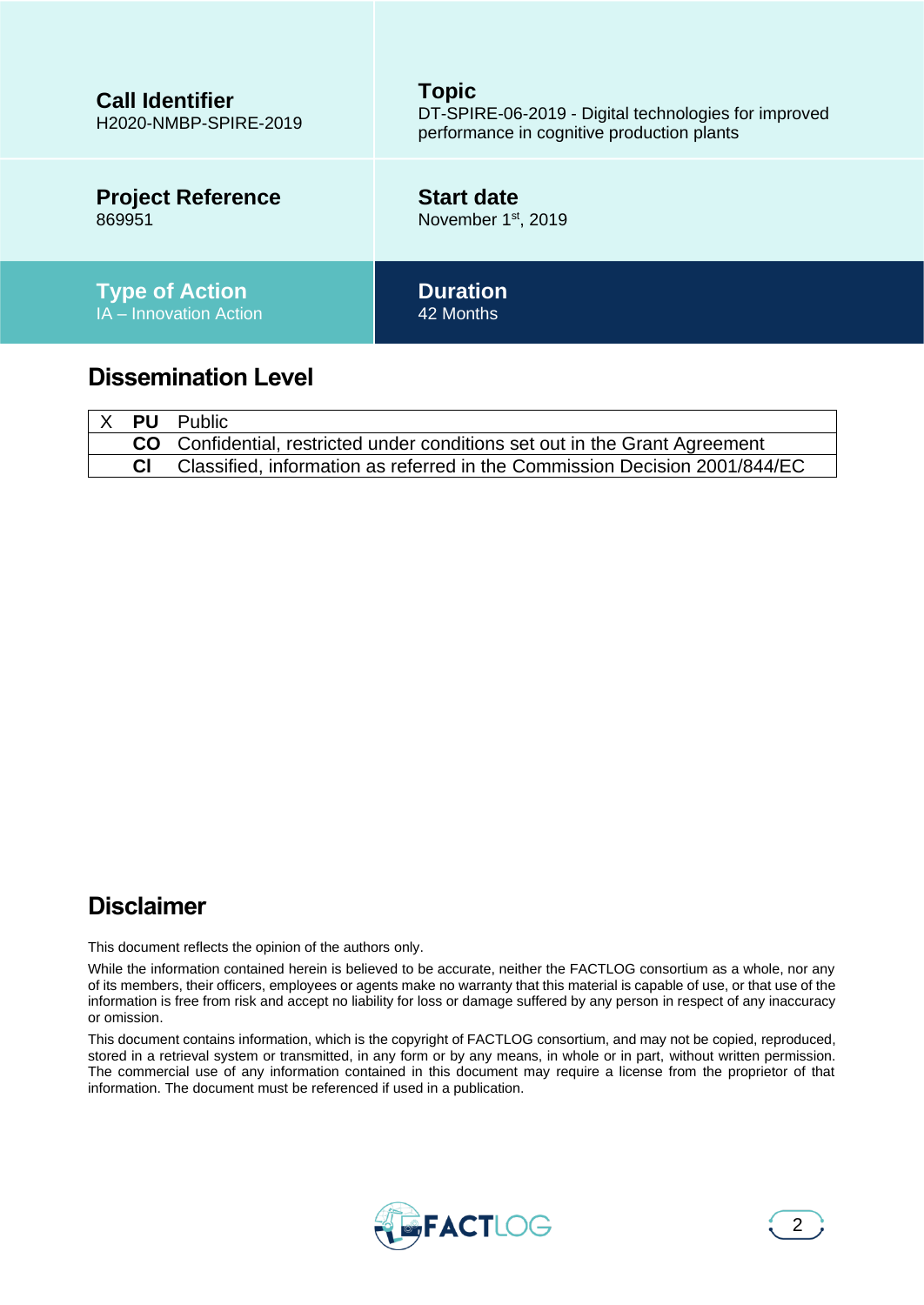| Call Identifier | Topic |
| --- | --- |
| H2020-NMBP-SPIRE-2019 | DT-SPIRE-06-2019 - Digital technologies for improved performance in cognitive production plants |

| Project Reference | Start date |
| --- | --- |
| 869951 | November 1st, 2019 |

| Type of Action | Duration |
| --- | --- |
| IA – Innovation Action | 42 Months |

## Dissemination Level

| | | |
| --- | --- | --- |
| X | **PU** | Public |
| | **CO** | Confidential, restricted under conditions set out in the Grant Agreement |
| | **CI** | Classified, information as referred in the Commission Decision 2001/844/EC |

## Disclaimer

This document reflects the opinion of the authors only.

While the information contained herein is believed to be accurate, neither the FACTLOG consortium as a whole, nor any of its members, their officers, employees or agents make no warranty that this material is capable of use, or that use of the information is free from risk and accept no liability for loss or damage suffered by any person in respect of any inaccuracy or omission.

This document contains information, which is the copyright of FACTLOG consortium, and may not be copied, reproduced, stored in a retrieval system or transmitted, in any form or by any means, in whole or in part, without written permission. The commercial use of any information contained in this document may require a license from the proprietor of that information. The document must be referenced if used in a publication.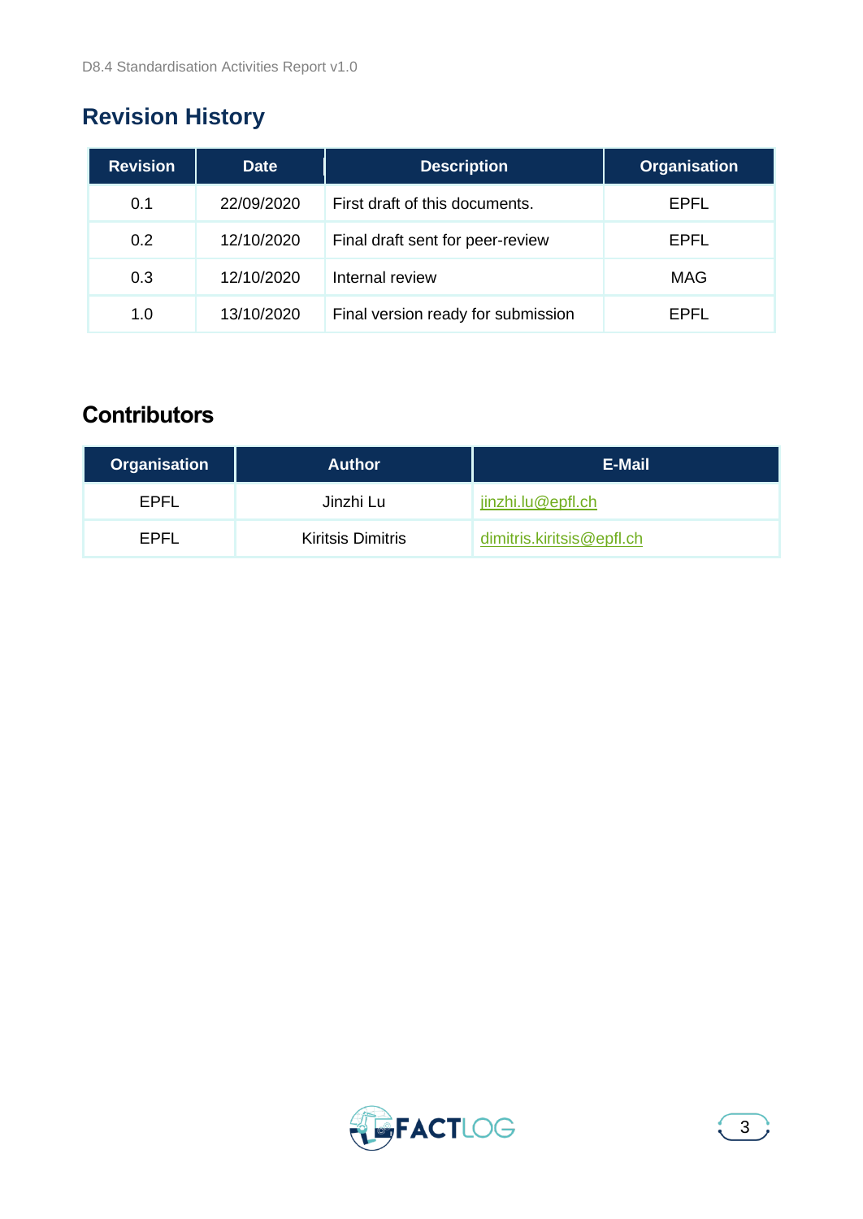## Revision History

| Revision | Date | Description | Organisation |
| --- | --- | --- | --- |
| 0.1 | 22/09/2020 | First draft of this documents. | EPFL |
| 0.2 | 12/10/2020 | Final draft sent for peer-review | EPFL |
| 0.3 | 12/10/2020 | Internal review | MAG |
| 1.0 | 13/10/2020 | Final version ready for submission | EPFL |

## Contributors

| Organisation | Author | E-Mail |
| --- | --- | --- |
| EPFL | Jinzhi Lu | jinzhi.lu@epfl.ch |
| EPFL | Kiritsis Dimitris | dimitris.kiritsis@epfl.ch |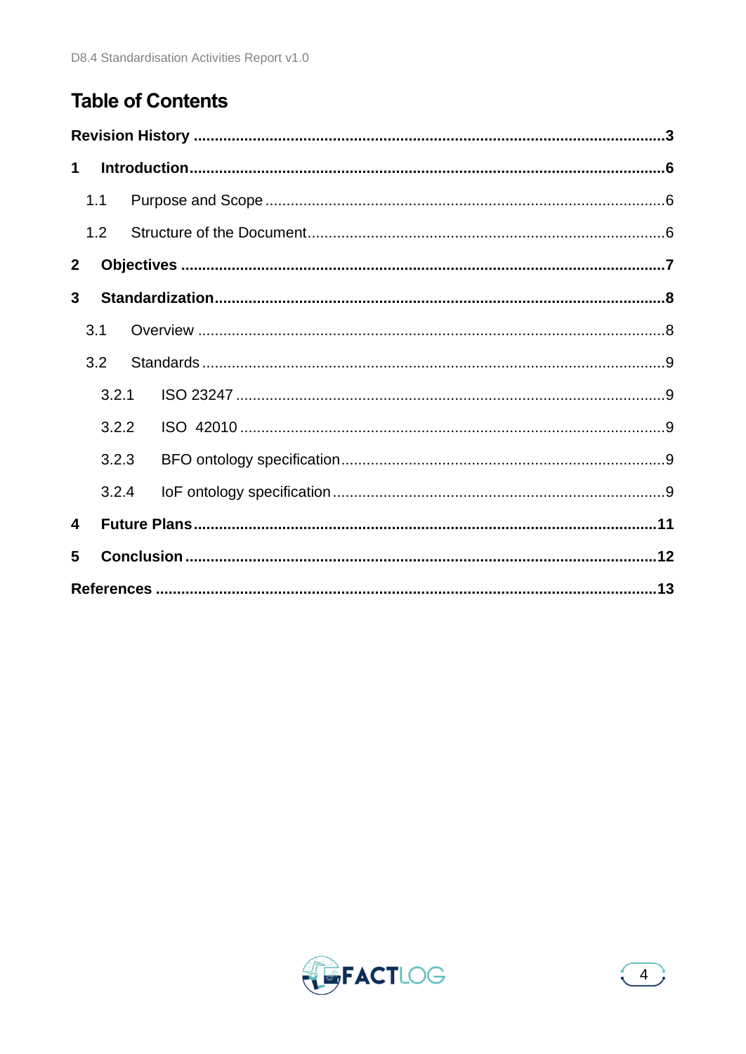# Table of Contents

**Revision History** .......................................................................................................... **3**

**1 Introduction** .......................................................................................................... **6**

1.1 Purpose and Scope .......................................................................................... 6

1.2 Structure of the Document .............................................................................. 6

**2 Objectives** ............................................................................................................ **7**

**3 Standardization** .................................................................................................... **8**

3.1 Overview .......................................................................................................... 8

3.2 Standards ......................................................................................................... 9

3.2.1 ISO 23247 .................................................................................................. 9

3.2.2 ISO 42010 .................................................................................................. 9

3.2.3 BFO ontology specification ........................................................................ 9

3.2.4 IoF ontology specification .......................................................................... 9

**4 Future Plans** ........................................................................................................ **11**

**5 Conclusion** ........................................................................................................... **12**

**References** ............................................................................................................... **13**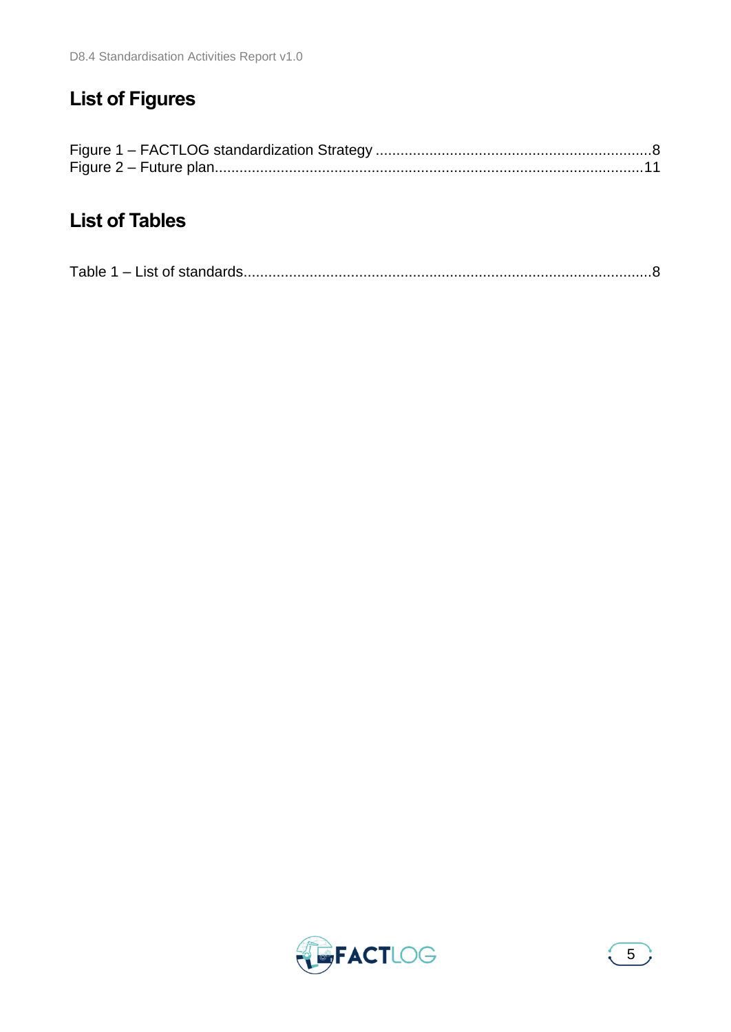## List of Figures

Figure 1 – FACTLOG standardization Strategy ....................................................................8
Figure 2 – Future plan..........................................................................................................11

## List of Tables

Table 1 – List of standards......................................................................................................8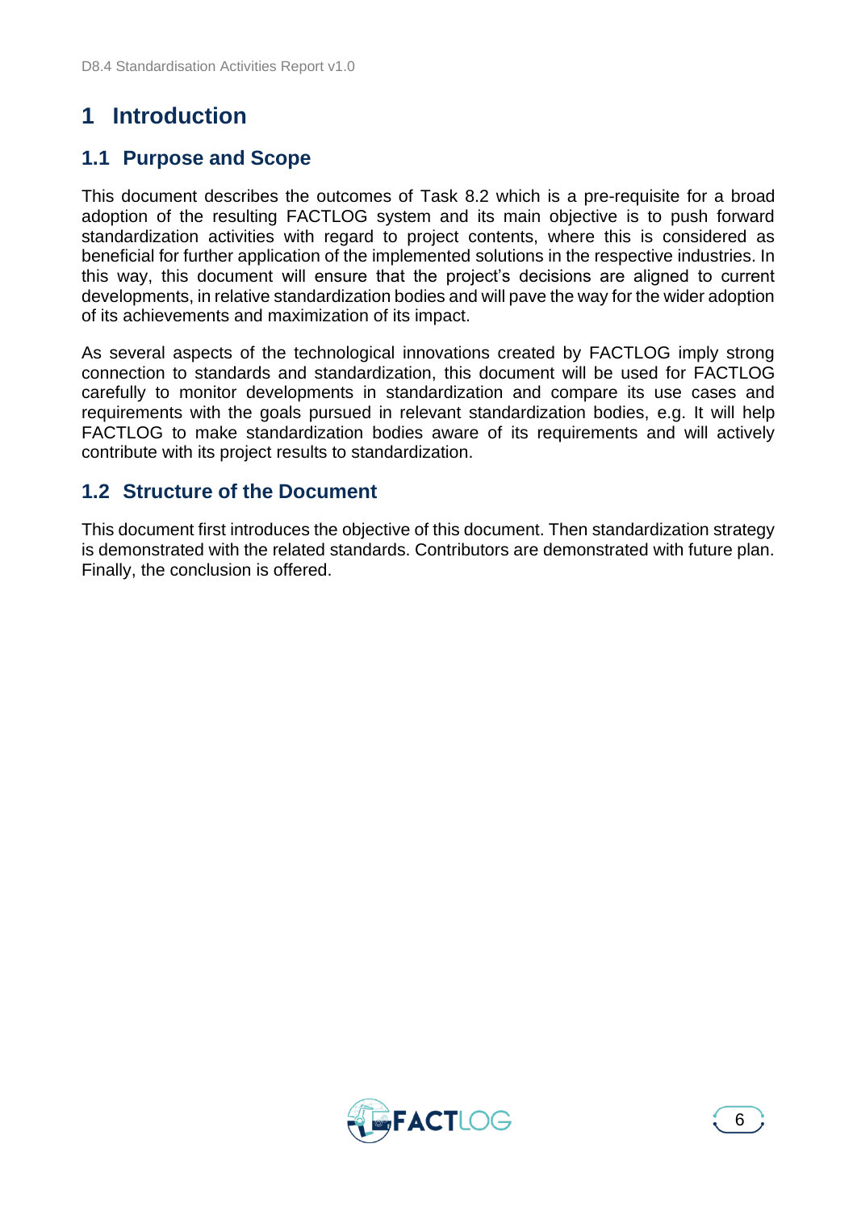# 1 Introduction

## 1.1 Purpose and Scope

This document describes the outcomes of Task 8.2 which is a pre-requisite for a broad adoption of the resulting FACTLOG system and its main objective is to push forward standardization activities with regard to project contents, where this is considered as beneficial for further application of the implemented solutions in the respective industries. In this way, this document will ensure that the project's decisions are aligned to current developments, in relative standardization bodies and will pave the way for the wider adoption of its achievements and maximization of its impact.

As several aspects of the technological innovations created by FACTLOG imply strong connection to standards and standardization, this document will be used for FACTLOG carefully to monitor developments in standardization and compare its use cases and requirements with the goals pursued in relevant standardization bodies, e.g. It will help FACTLOG to make standardization bodies aware of its requirements and will actively contribute with its project results to standardization.

## 1.2 Structure of the Document

This document first introduces the objective of this document. Then standardization strategy is demonstrated with the related standards. Contributors are demonstrated with future plan. Finally, the conclusion is offered.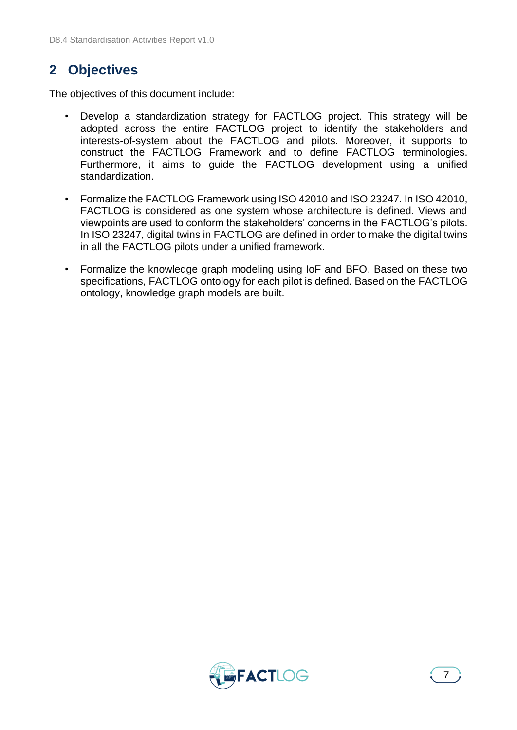## 2 Objectives

The objectives of this document include:

- Develop a standardization strategy for FACTLOG project. This strategy will be adopted across the entire FACTLOG project to identify the stakeholders and interests-of-system about the FACTLOG and pilots. Moreover, it supports to construct the FACTLOG Framework and to define FACTLOG terminologies. Furthermore, it aims to guide the FACTLOG development using a unified standardization.
- Formalize the FACTLOG Framework using ISO 42010 and ISO 23247. In ISO 42010, FACTLOG is considered as one system whose architecture is defined. Views and viewpoints are used to conform the stakeholders' concerns in the FACTLOG's pilots. In ISO 23247, digital twins in FACTLOG are defined in order to make the digital twins in all the FACTLOG pilots under a unified framework.
- Formalize the knowledge graph modeling using IoF and BFO. Based on these two specifications, FACTLOG ontology for each pilot is defined. Based on the FACTLOG ontology, knowledge graph models are built.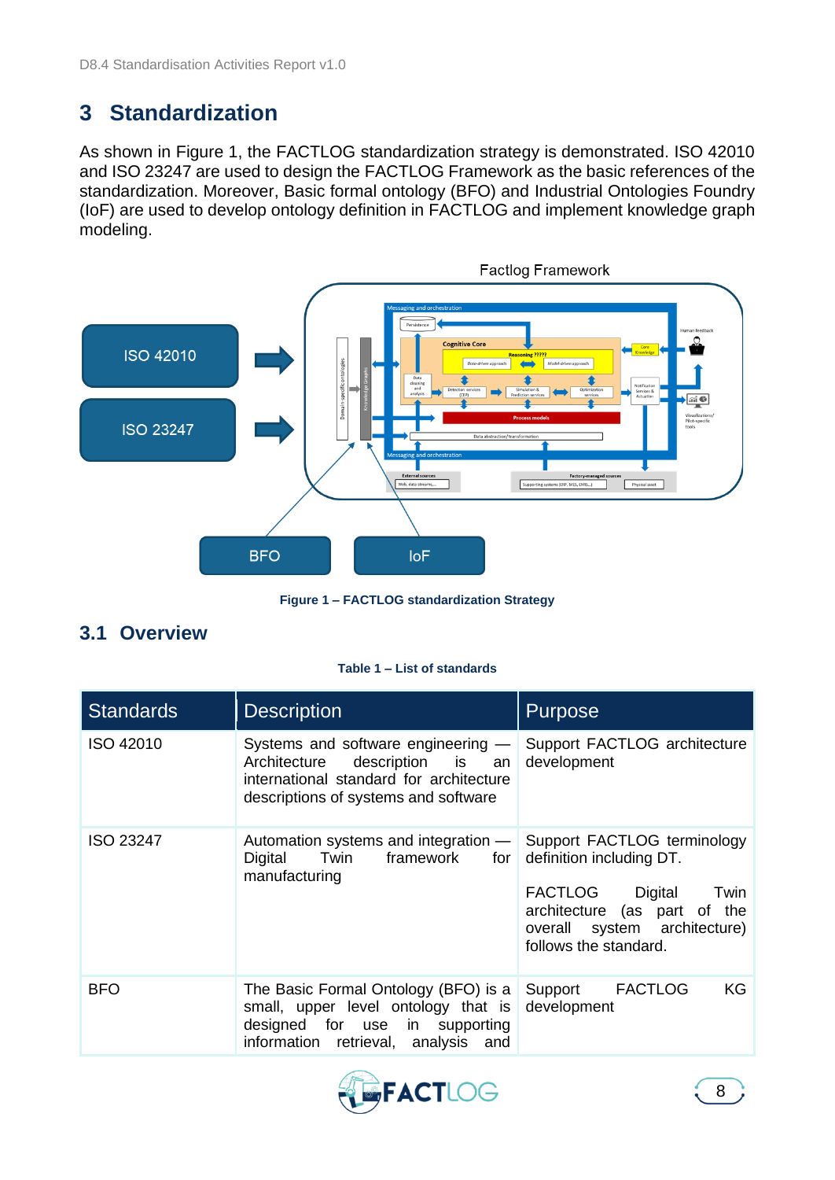# 3 Standardization

As shown in Figure 1, the FACTLOG standardization strategy is demonstrated. ISO 42010 and ISO 23247 are used to design the FACTLOG Framework as the basic references of the standardization. Moreover, Basic formal ontology (BFO) and Industrial Ontologies Foundry (IoF) are used to develop ontology definition in FACTLOG and implement knowledge graph modeling.

Figure 1 – FACTLOG standardization Strategy

## 3.1 Overview

Table 1 – List of standards

| Standards | Description | Purpose |
|---|---|---|
| ISO 42010 | Systems and software engineering — Architecture description is an international standard for architecture descriptions of systems and software | Support FACTLOG architecture development |
| ISO 23247 | Automation systems and integration — Digital Twin framework for manufacturing | Support FACTLOG terminology definition including DT.<br><br>FACTLOG Digital Twin architecture (as part of the overall system architecture) follows the standard. |
| BFO | The Basic Formal Ontology (BFO) is a small, upper level ontology that is designed for use in supporting information retrieval, analysis and | Support FACTLOG KG development |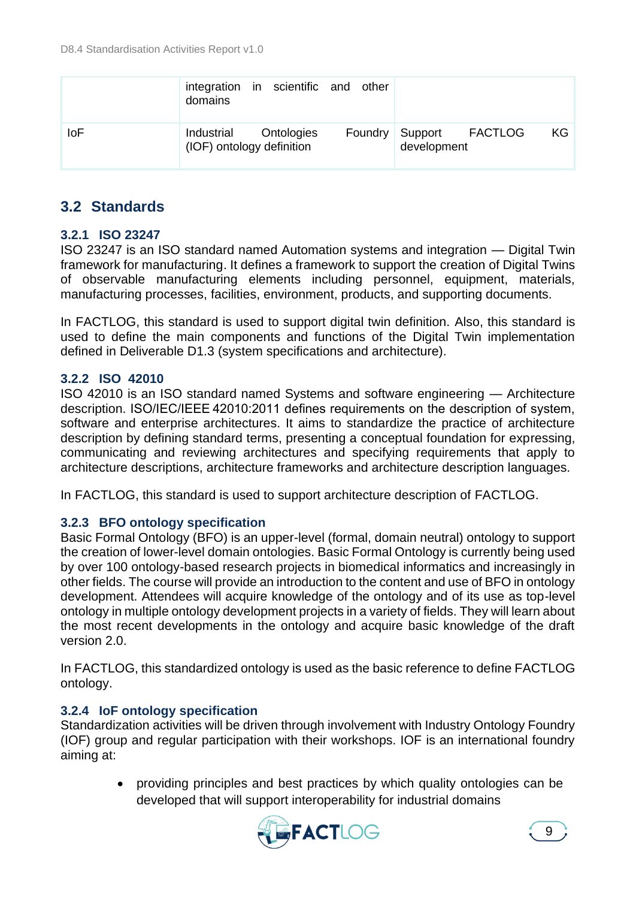| | | |
|---|---|---|
| | integration in scientific and other domains | |
| IoF | Industrial Ontologies Foundry (IOF) ontology definition | Support FACTLOG KG development |

## 3.2 Standards

### 3.2.1 ISO 23247

ISO 23247 is an ISO standard named Automation systems and integration — Digital Twin framework for manufacturing. It defines a framework to support the creation of Digital Twins of observable manufacturing elements including personnel, equipment, materials, manufacturing processes, facilities, environment, products, and supporting documents.

In FACTLOG, this standard is used to support digital twin definition. Also, this standard is used to define the main components and functions of the Digital Twin implementation defined in Deliverable D1.3 (system specifications and architecture).

### 3.2.2 ISO 42010

ISO 42010 is an ISO standard named Systems and software engineering — Architecture description. ISO/IEC/IEEE 42010:2011 defines requirements on the description of system, software and enterprise architectures. It aims to standardize the practice of architecture description by defining standard terms, presenting a conceptual foundation for expressing, communicating and reviewing architectures and specifying requirements that apply to architecture descriptions, architecture frameworks and architecture description languages.

In FACTLOG, this standard is used to support architecture description of FACTLOG.

### 3.2.3 BFO ontology specification

Basic Formal Ontology (BFO) is an upper-level (formal, domain neutral) ontology to support the creation of lower-level domain ontologies. Basic Formal Ontology is currently being used by over 100 ontology-based research projects in biomedical informatics and increasingly in other fields. The course will provide an introduction to the content and use of BFO in ontology development. Attendees will acquire knowledge of the ontology and of its use as top-level ontology in multiple ontology development projects in a variety of fields. They will learn about the most recent developments in the ontology and acquire basic knowledge of the draft version 2.0.

In FACTLOG, this standardized ontology is used as the basic reference to define FACTLOG ontology.

### 3.2.4 IoF ontology specification

Standardization activities will be driven through involvement with Industry Ontology Foundry (IOF) group and regular participation with their workshops. IOF is an international foundry aiming at:

- providing principles and best practices by which quality ontologies can be developed that will support interoperability for industrial domains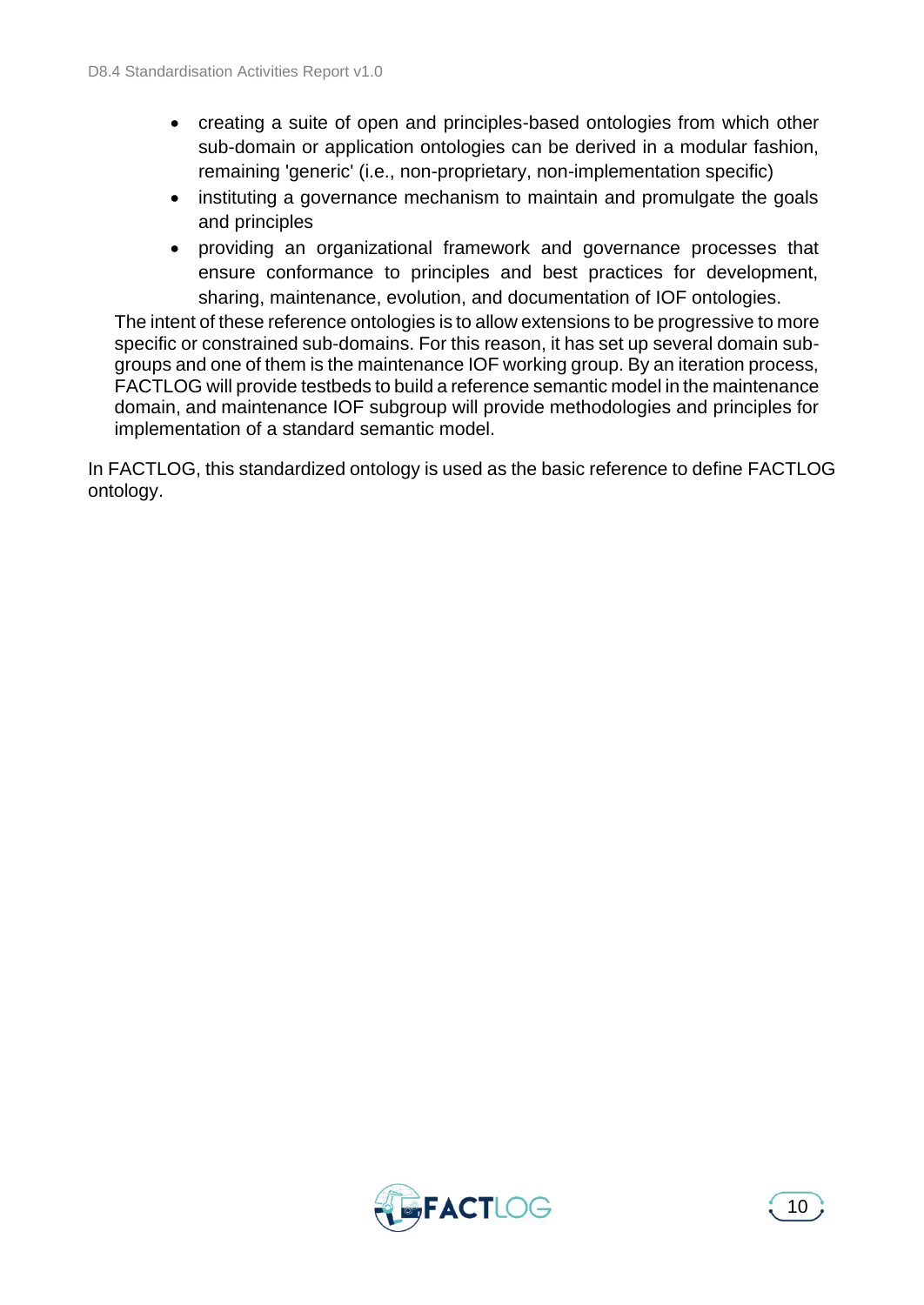- creating a suite of open and principles-based ontologies from which other sub-domain or application ontologies can be derived in a modular fashion, remaining 'generic' (i.e., non-proprietary, non-implementation specific)
- instituting a governance mechanism to maintain and promulgate the goals and principles
- providing an organizational framework and governance processes that ensure conformance to principles and best practices for development, sharing, maintenance, evolution, and documentation of IOF ontologies.

The intent of these reference ontologies is to allow extensions to be progressive to more specific or constrained sub-domains. For this reason, it has set up several domain sub-groups and one of them is the maintenance IOF working group. By an iteration process, FACTLOG will provide testbeds to build a reference semantic model in the maintenance domain, and maintenance IOF subgroup will provide methodologies and principles for implementation of a standard semantic model.

In FACTLOG, this standardized ontology is used as the basic reference to define FACTLOG ontology.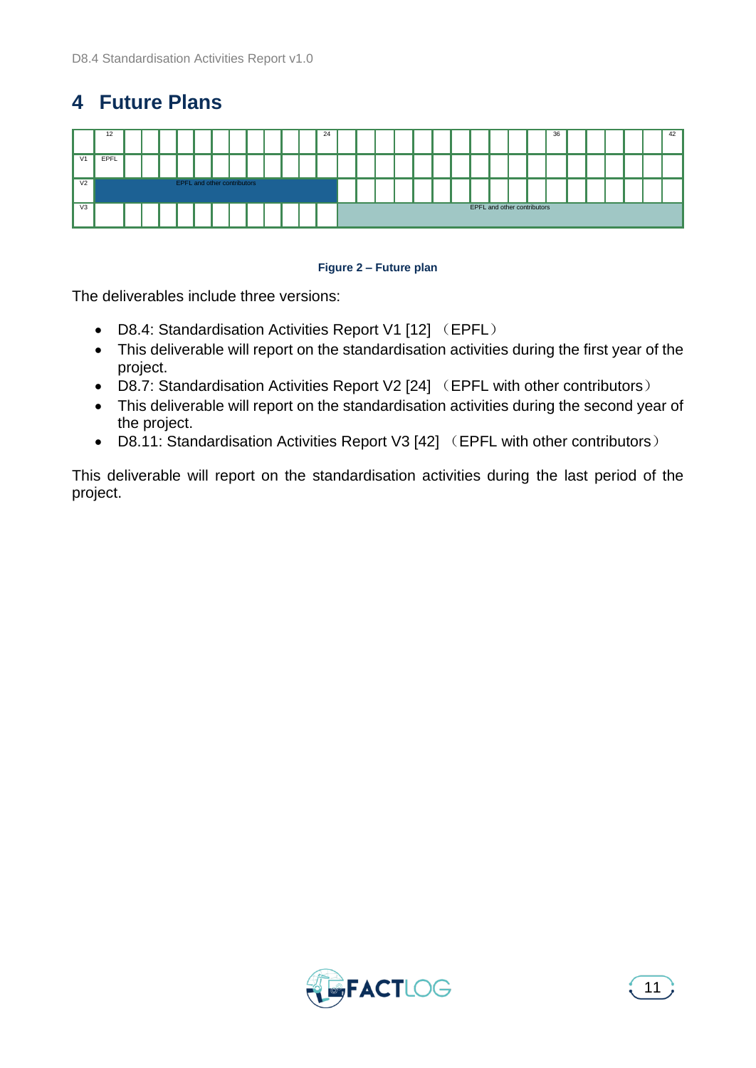# 4 Future Plans

| | 12 | 24 | 36 | 42 |
|---|---|---|---|---|
| V1 | EPFL | | | |
| V2 | EPFL and other contributors | | | |
| V3 | | | EPFL and other contributors | |

**Figure 2 – Future plan**

The deliverables include three versions:

- D8.4: Standardisation Activities Report V1 [12] （EPFL）
- This deliverable will report on the standardisation activities during the first year of the project.
- D8.7: Standardisation Activities Report V2 [24] （EPFL with other contributors）
- This deliverable will report on the standardisation activities during the second year of the project.
- D8.11: Standardisation Activities Report V3 [42] （EPFL with other contributors）

This deliverable will report on the standardisation activities during the last period of the project.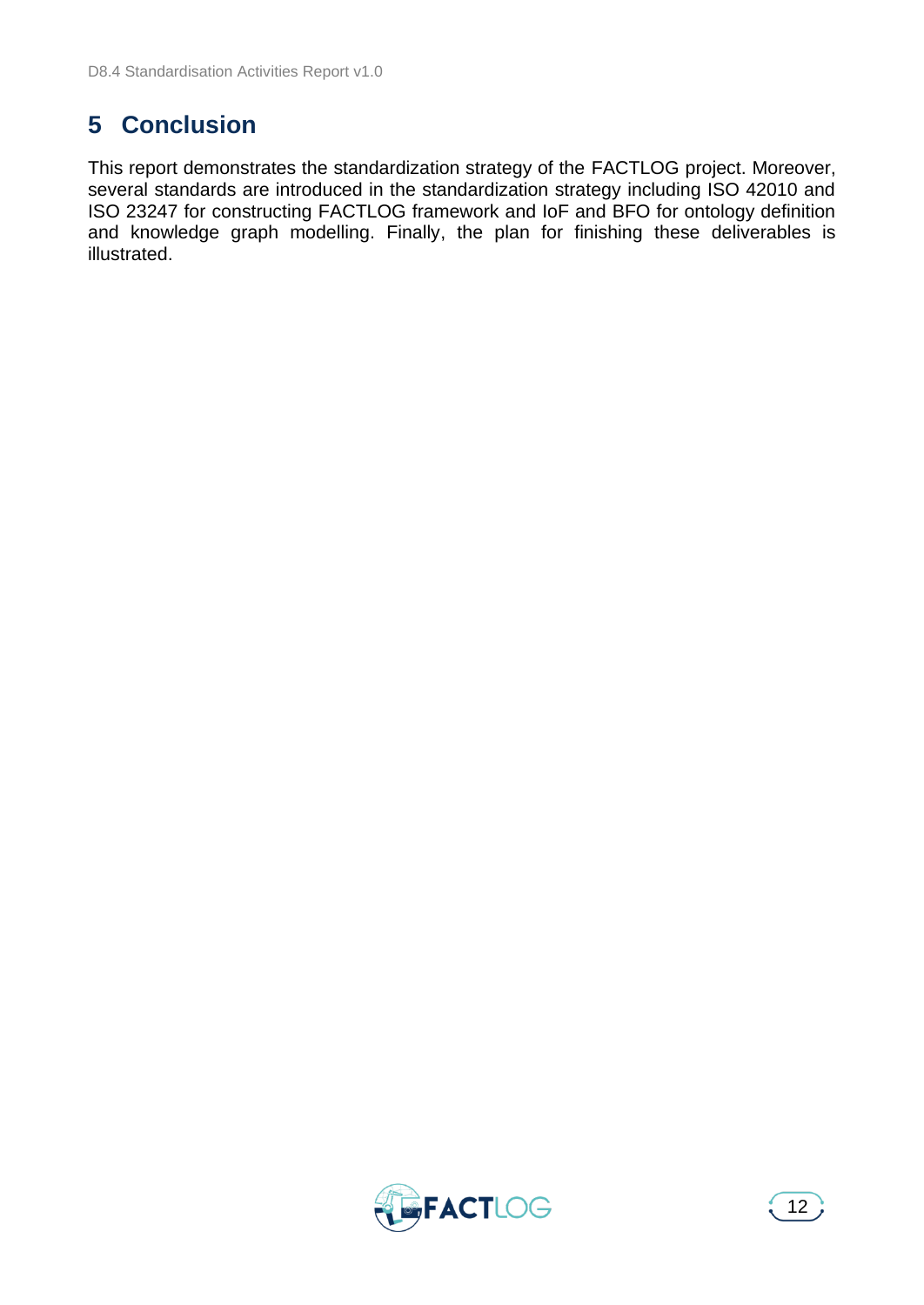# 5 Conclusion

This report demonstrates the standardization strategy of the FACTLOG project. Moreover, several standards are introduced in the standardization strategy including ISO 42010 and ISO 23247 for constructing FACTLOG framework and IoF and BFO for ontology definition and knowledge graph modelling. Finally, the plan for finishing these deliverables is illustrated.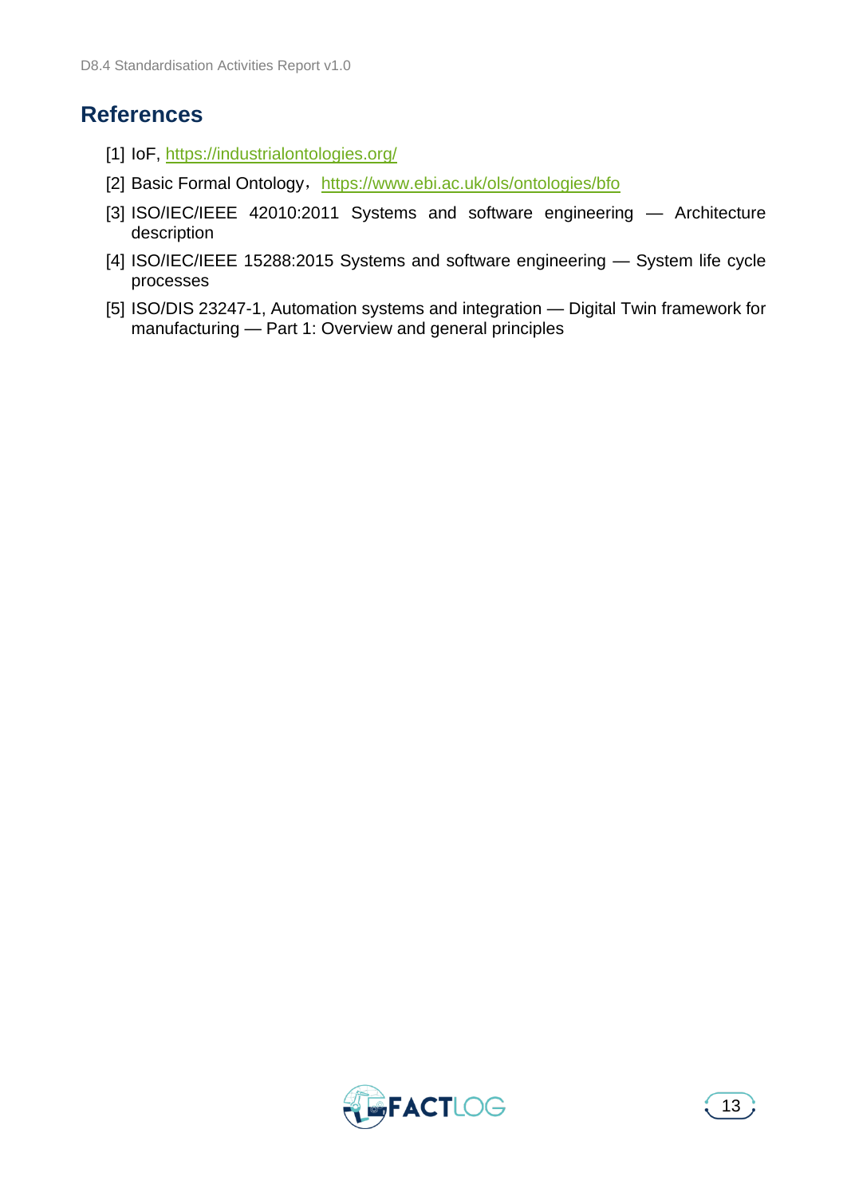## References

[1] IoF, https://industrialontologies.org/

[2] Basic Formal Ontology，https://www.ebi.ac.uk/ols/ontologies/bfo

[3] ISO/IEC/IEEE 42010:2011 Systems and software engineering — Architecture description

[4] ISO/IEC/IEEE 15288:2015 Systems and software engineering — System life cycle processes

[5] ISO/DIS 23247-1, Automation systems and integration — Digital Twin framework for manufacturing — Part 1: Overview and general principles